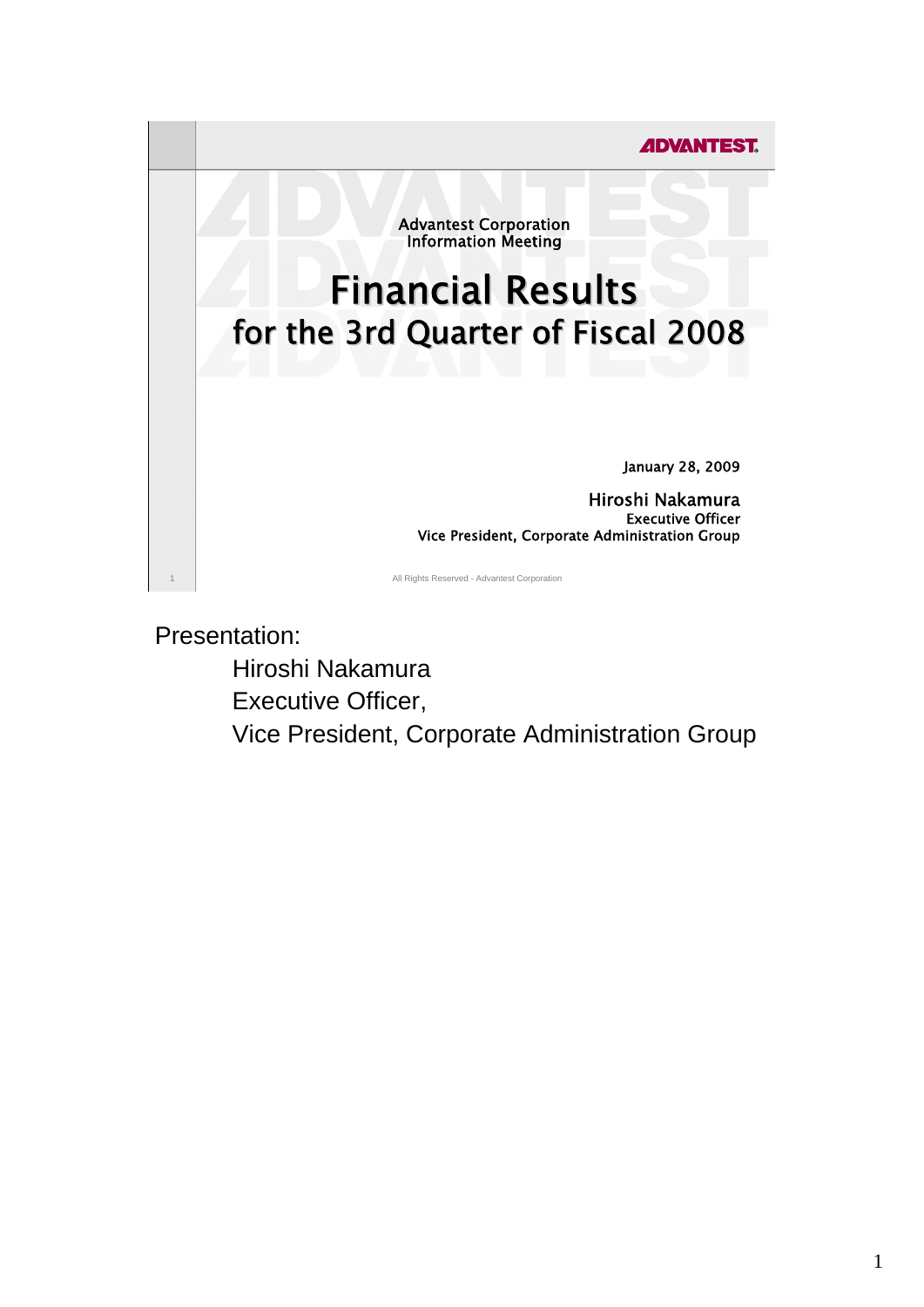ADVANTEST

Advantest Corporation
Information Meeting

# Financial Results for the 3rd Quarter of Fiscal 2008

January 28, 2009

Hiroshi Nakamura
Executive Officer
Vice President, Corporate Administration Group

All Rights Reserved - Advantest Corporation

Presentation:

Hiroshi Nakamura
Executive Officer,
Vice President, Corporate Administration Group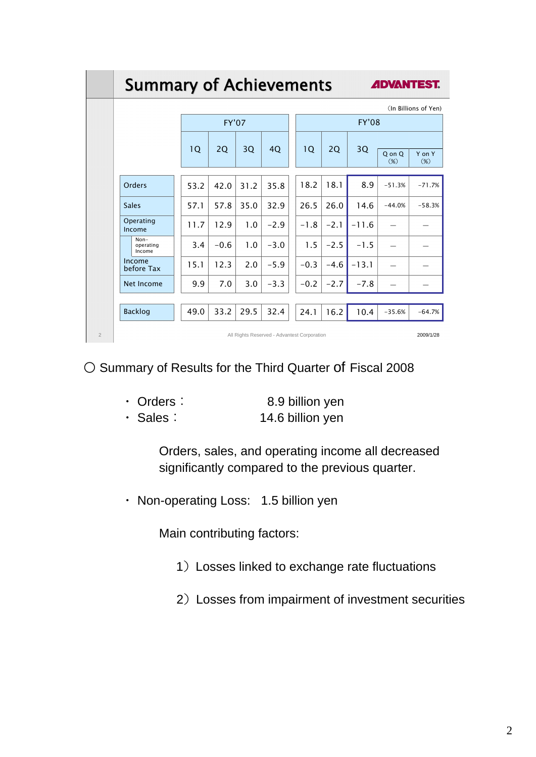## Summary of Achievements

ADVANTEST

(In Billions of Yen)

| | FY'07 | | | | FY'08 | | | | |
|---|---|---|---|---|---|---|---|---|---|
| | 1Q | 2Q | 3Q | 4Q | 1Q | 2Q | 3Q | Q on Q (%) | Y on Y (%) |
| Orders | 53.2 | 42.0 | 31.2 | 35.8 | 18.2 | 18.1 | 8.9 | -51.3% | -71.7% |
| Sales | 57.1 | 57.8 | 35.0 | 32.9 | 26.5 | 26.0 | 14.6 | -44.0% | -58.3% |
| Operating Income | 11.7 | 12.9 | 1.0 | -2.9 | -1.8 | -2.1 | -11.6 | — | — |
| Non-operating Income | 3.4 | -0.6 | 1.0 | -3.0 | 1.5 | -2.5 | -1.5 | — | — |
| Income before Tax | 15.1 | 12.3 | 2.0 | -5.9 | -0.3 | -4.6 | -13.1 | — | — |
| Net Income | 9.9 | 7.0 | 3.0 | -3.3 | -0.2 | -2.7 | -7.8 | — | — |
| Backlog | 49.0 | 33.2 | 29.5 | 32.4 | 24.1 | 16.2 | 10.4 | -35.6% | -64.7% |

All Rights Reserved - Advantest Corporation

2009/1/28

○ Summary of Results for the Third Quarter of Fiscal 2008

- Orders： 8.9 billion yen
- Sales： 14.6 billion yen

Orders, sales, and operating income all decreased significantly compared to the previous quarter.

- Non-operating Loss: 1.5 billion yen

Main contributing factors:

1）Losses linked to exchange rate fluctuations

2）Losses from impairment of investment securities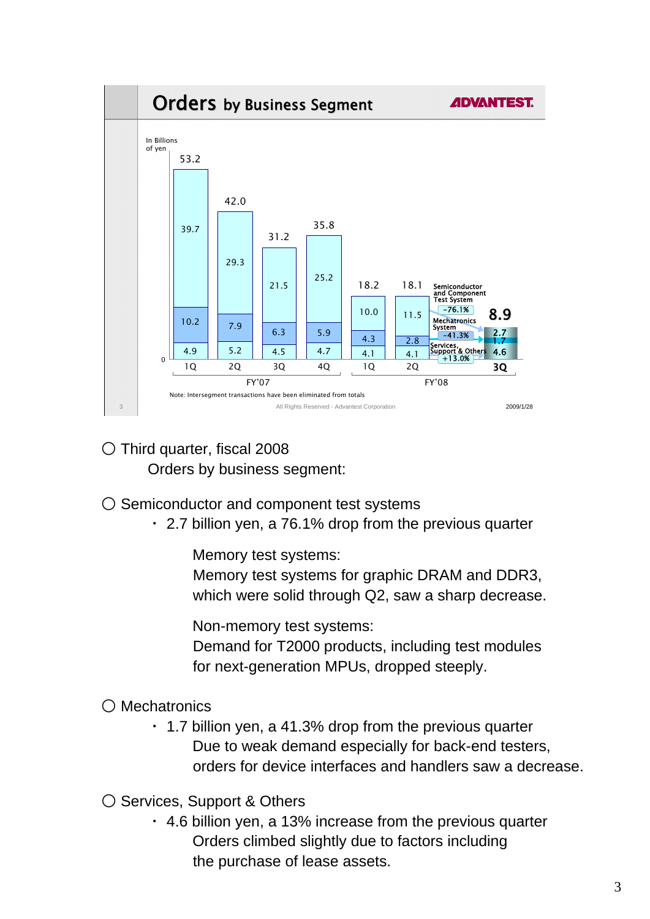## Orders by Business Segment

ADVANTEST.

In Billions of yen

| | FY'07 1Q | FY'07 2Q | FY'07 3Q | FY'07 4Q | FY'08 1Q | FY'08 2Q | FY'08 3Q |
|---|---|---|---|---|---|---|---|
| Semiconductor and Component Test System | 39.7 | 29.3 | 21.5 | 25.2 | 10.0 | 11.5 | 2.7 (-76.1%) |
| Mechatronics System | 10.2 | 7.9 | 6.3 | 5.9 | 4.3 | 2.8 | 1.7 (-41.3%) |
| Services, Support & Others | 4.9 | 5.2 | 4.5 | 4.7 | 4.1 | 4.1 | 4.6 (+13.0%) |
| Total | 53.2 | 42.0 | 31.2 | 35.8 | 18.2 | 18.1 | 8.9 |

Note: Intersegment transactions have been eliminated from totals

All Rights Reserved - Advantest Corporation

2009/1/28

○ Third quarter, fiscal 2008
Orders by business segment:

○ Semiconductor and component test systems
- 2.7 billion yen, a 76.1% drop from the previous quarter

Memory test systems:
Memory test systems for graphic DRAM and DDR3, which were solid through Q2, saw a sharp decrease.

Non-memory test systems:
Demand for T2000 products, including test modules for next-generation MPUs, dropped steeply.

○ Mechatronics
- 1.7 billion yen, a 41.3% drop from the previous quarter
Due to weak demand especially for back-end testers, orders for device interfaces and handlers saw a decrease.

○ Services, Support & Others
- 4.6 billion yen, a 13% increase from the previous quarter
Orders climbed slightly due to factors including the purchase of lease assets.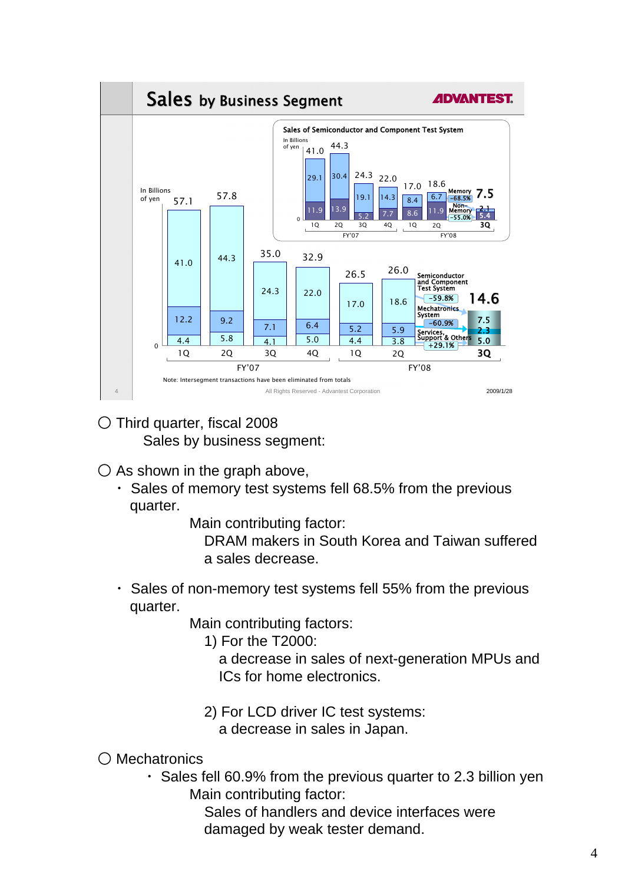## Sales by Business Segment

**ADVANTEST.**

**Sales of Semiconductor and Component Test System**

In Billions of yen

| | FY'07 1Q | FY'07 2Q | FY'07 3Q | FY'07 4Q | FY'08 1Q | FY'08 2Q | FY'08 3Q |
|---|---|---|---|---|---|---|---|
| Memory | 29.1 | 30.4 | 19.1 | 14.3 | 8.4 | 6.7 | 2.1 (-68.5%) |
| Non-Memory | 11.9 | 13.9 | 5.2 | 7.7 | 8.6 | 11.9 | 5.4 (-55.0%) |
| Total | 41.0 | 44.3 | 24.3 | 22.0 | 17.0 | 18.6 | 7.5 |

In Billions of yen

| | FY'07 1Q | FY'07 2Q | FY'07 3Q | FY'07 4Q | FY'08 1Q | FY'08 2Q | FY'08 3Q |
|---|---|---|---|---|---|---|---|
| Semiconductor and Component Test System | 41.0 | 44.3 | 24.3 | 22.0 | 17.0 | 18.6 | 7.5 (-59.8%) |
| Mechatronics System | 12.2 | 9.2 | 7.1 | 6.4 | 5.2 | 5.9 | 2.3 (-60.9%) |
| Services, Support & Others | 4.4 | 5.8 | 4.1 | 5.0 | 4.4 | 3.8 | 5.0 (+29.1%) |
| Total | 57.1 | 57.8 | 35.0 | 32.9 | 26.5 | 26.0 | 14.6 |

Note: Intersegment transactions have been eliminated from totals

All Rights Reserved - Advantest Corporation

2009/1/28

○ Third quarter, fiscal 2008
 Sales by business segment:

○ As shown in the graph above,

- Sales of memory test systems fell 68.5% from the previous quarter.
  - Main contributing factor:
    DRAM makers in South Korea and Taiwan suffered a sales decrease.

- Sales of non-memory test systems fell 55% from the previous quarter.
  - Main contributing factors:
    1) For the T2000:
       a decrease in sales of next-generation MPUs and ICs for home electronics.

    2) For LCD driver IC test systems:
       a decrease in sales in Japan.

○ Mechatronics

- Sales fell 60.9% from the previous quarter to 2.3 billion yen
  - Main contributing factor:
    Sales of handlers and device interfaces were damaged by weak tester demand.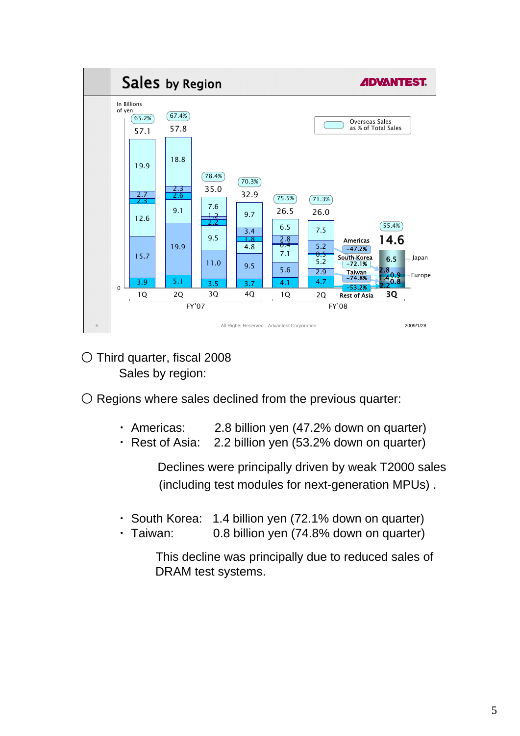## Sales by Region

In Billions of yen

| Region | FY'07 1Q | FY'07 2Q | FY'07 3Q | FY'07 4Q | FY'08 1Q | FY'08 2Q | FY'08 3Q |
|---|---|---|---|---|---|---|---|
| Japan | 19.9 | 18.8 | 7.6 | 9.7 | 6.5 | 7.5 | 6.5 |
| Americas | 2.7 | 2.3 | 1.2 | 3.4 | 2.8 | 5.2 | 2.8 |
| Europe | 2.3 | 2.6 | 2.2 | 1.8 | 0.4 | 0.5 | 0.9 |
| South Korea | 12.6 | 9.1 | 9.5 | 4.8 | 7.1 | 5.2 | 1.4 |
| Taiwan | 15.7 | 19.9 | 11.0 | 9.5 | 5.6 | 2.9 | 0.8 |
| Rest of Asia | 3.9 | 5.1 | 3.5 | 3.7 | 4.1 | 4.7 | 2.2 |
| **Total** | 57.1 | 57.8 | 35.0 | 32.9 | 26.5 | 26.0 | 14.6 |
| Overseas Sales as % of Total Sales | 65.2% | 67.4% | 78.4% | 70.3% | 75.5% | 71.3% | 55.4% |

FY'08 3Q change on quarter: Americas −47.2%, South Korea −72.1%, Taiwan −74.8%, Rest of Asia −53.2%

All Rights Reserved - Advantest Corporation

2009/1/28

○ Third quarter, fiscal 2008
Sales by region:

○ Regions where sales declined from the previous quarter:

- Americas: 2.8 billion yen (47.2% down on quarter)
- Rest of Asia: 2.2 billion yen (53.2% down on quarter)

Declines were principally driven by weak T2000 sales (including test modules for next-generation MPUs) .

- South Korea: 1.4 billion yen (72.1% down on quarter)
- Taiwan: 0.8 billion yen (74.8% down on quarter)

This decline was principally due to reduced sales of DRAM test systems.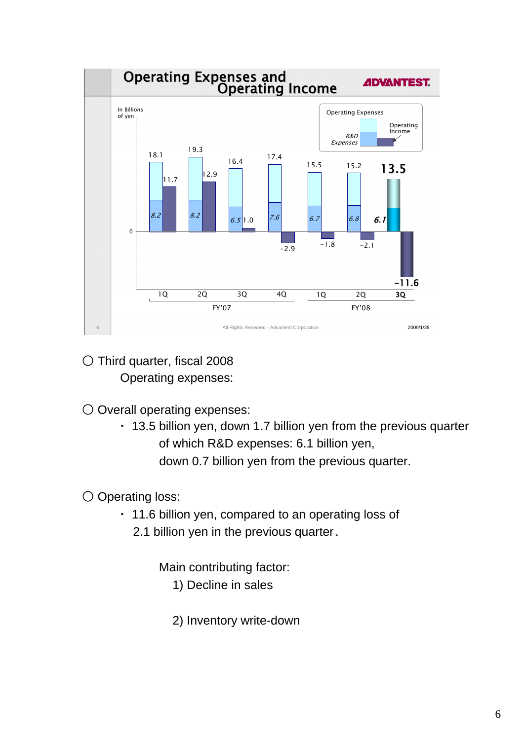## Operating Expenses and Operating Income

ADVANTEST

In Billions of yen

| | FY'07 1Q | FY'07 2Q | FY'07 3Q | FY'07 4Q | FY'08 1Q | FY'08 2Q | FY'08 3Q |
|---|---|---|---|---|---|---|---|
| Operating Expenses | 18.1 | 19.3 | 16.4 | 17.4 | 15.5 | 15.2 | 13.5 |
| R&D Expenses | 8.2 | 8.2 | 6.5 | 7.6 | 6.7 | 6.8 | 6.1 |
| Operating Income | 11.7 | 12.9 | 1.0 | -2.9 | -1.8 | -2.1 | -11.6 |

All Rights Reserved - Advantest Corporation

2009/1/28

○ Third quarter, fiscal 2008

Operating expenses:

○ Overall operating expenses:

- 13.5 billion yen, down 1.7 billion yen from the previous quarter
  of which R&D expenses: 6.1 billion yen,
  down 0.7 billion yen from the previous quarter.

○ Operating loss:

- 11.6 billion yen, compared to an operating loss of
  2.1 billion yen in the previous quarter.

Main contributing factor:

1) Decline in sales

2) Inventory write-down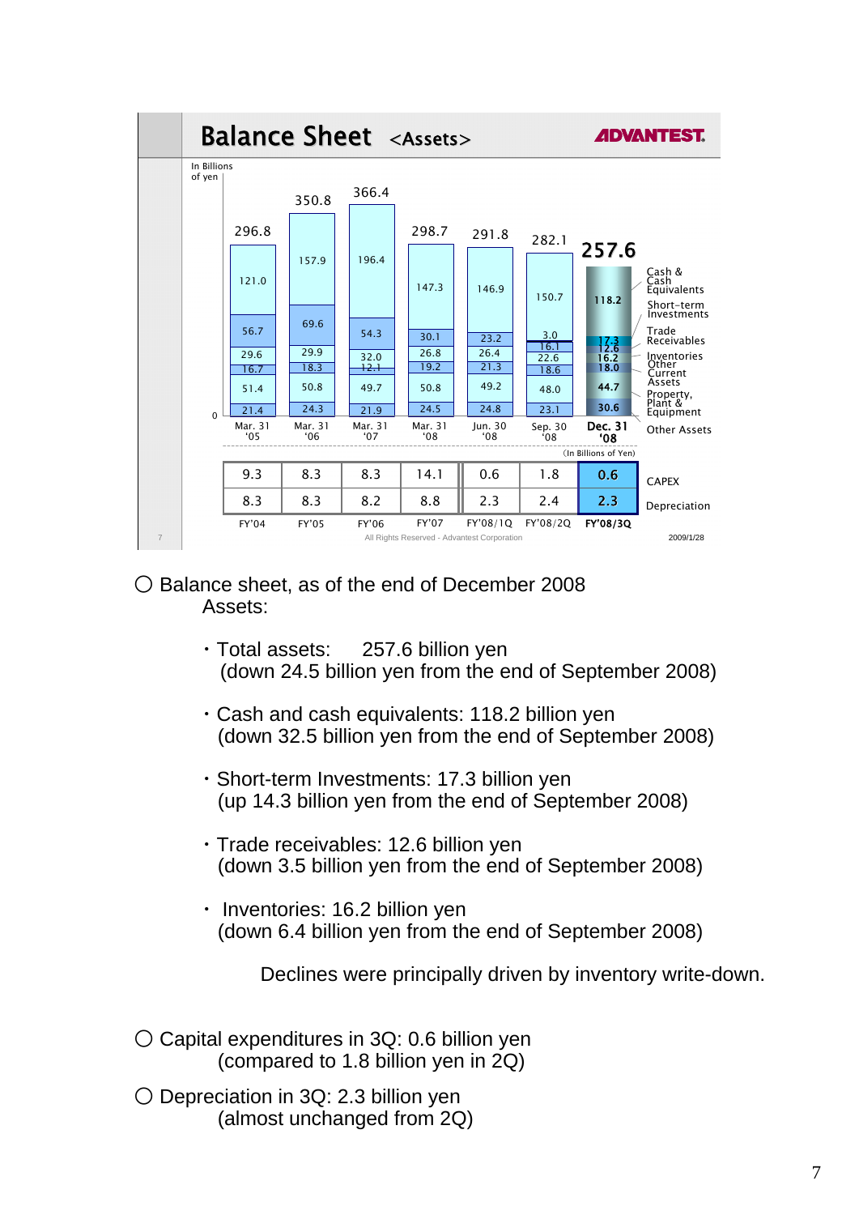## Balance Sheet <Assets>

ADVANTEST.

In Billions of yen

| | Mar. 31 '05 | Mar. 31 '06 | Mar. 31 '07 | Mar. 31 '08 | Jun. 30 '08 | Sep. 30 '08 | Dec. 31 '08 |
|---|---|---|---|---|---|---|---|
| Total | 296.8 | 350.8 | 366.4 | 298.7 | 291.8 | 282.1 | 257.6 |
| Cash & Cash Equivalents | 121.0 | 157.9 | 196.4 | 147.3 | 146.9 | 150.7 | 118.2 |
| Short-term Investments | | | | | | 3.0 | 17.3 |
| Trade Receivables | 56.7 | 69.6 | 54.3 | 30.1 | 23.2 | 16.1 | 12.6 |
| Inventories | 29.6 | 29.9 | 32.0 | 26.8 | 26.4 | 22.6 | 16.2 |
| Other Current Assets | 16.7 | 18.3 | 12.1 | 19.2 | 21.3 | 18.6 | 18.0 |
| Property, Plant & Equipment | 51.4 | 50.8 | 49.7 | 50.8 | 49.2 | 48.0 | 44.7 |
| Other Assets | 21.4 | 24.3 | 21.9 | 24.5 | 24.8 | 23.1 | 30.6 |

(In Billions of Yen)

| | FY'04 | FY'05 | FY'06 | FY'07 | FY'08/1Q | FY'08/2Q | FY'08/3Q |
|---|---|---|---|---|---|---|---|
| CAPEX | 9.3 | 8.3 | 8.3 | 14.1 | 0.6 | 1.8 | 0.6 |
| Depreciation | 8.3 | 8.3 | 8.2 | 8.8 | 2.3 | 2.4 | 2.3 |

All Rights Reserved - Advantest Corporation

2009/1/28

○ Balance sheet, as of the end of December 2008
Assets:

- Total assets: 257.6 billion yen
  (down 24.5 billion yen from the end of September 2008)

- Cash and cash equivalents: 118.2 billion yen
  (down 32.5 billion yen from the end of September 2008)

- Short-term Investments: 17.3 billion yen
  (up 14.3 billion yen from the end of September 2008)

- Trade receivables: 12.6 billion yen
  (down 3.5 billion yen from the end of September 2008)

- Inventories: 16.2 billion yen
  (down 6.4 billion yen from the end of September 2008)

  Declines were principally driven by inventory write-down.

○ Capital expenditures in 3Q: 0.6 billion yen
(compared to 1.8 billion yen in 2Q)

○ Depreciation in 3Q: 2.3 billion yen
(almost unchanged from 2Q)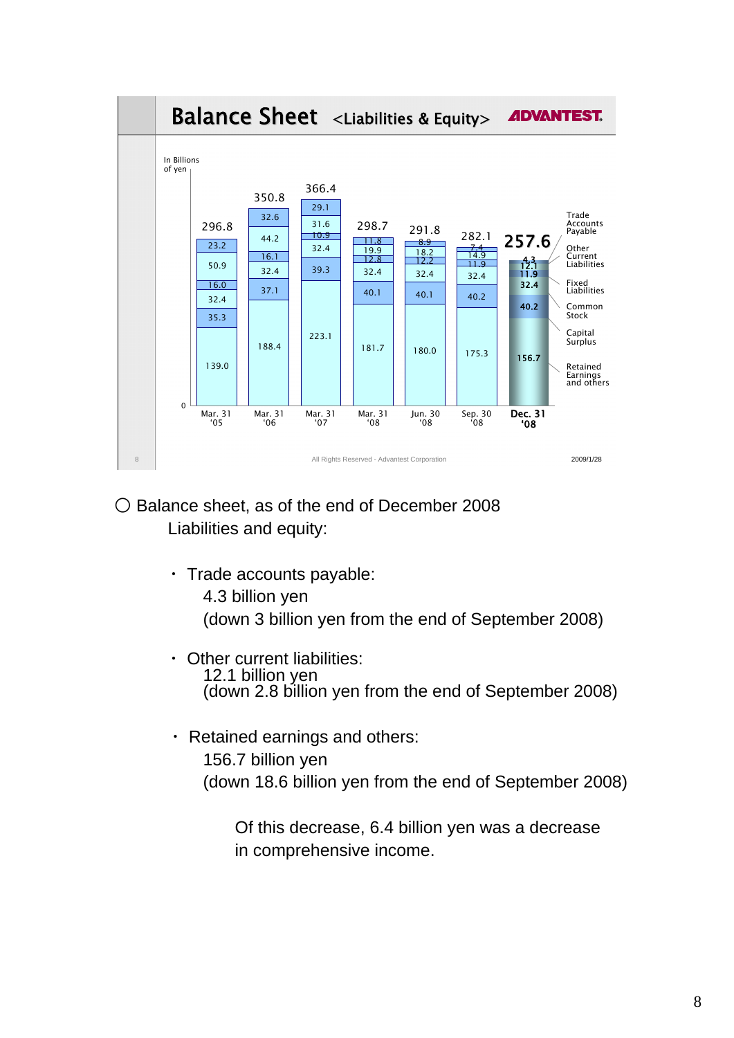# Balance Sheet <Liabilities & Equity>

ADVANTEST

In Billions of yen

| | Mar. 31 '05 | Mar. 31 '06 | Mar. 31 '07 | Mar. 31 '08 | Jun. 30 '08 | Sep. 30 '08 | Dec. 31 '08 |
|---|---|---|---|---|---|---|---|
| Total | 296.8 | 350.8 | 366.4 | 298.7 | 291.8 | 282.1 | 257.6 |
| Trade Accounts Payable | 23.2 | 32.6 | 29.1 | 11.8 | 8.9 | 7.4 | 4.3 |
| Other Current Liabilities | 50.9 | 44.2 | 31.6 | 19.9 | 18.2 | 14.9 | 12.1 |
| Fixed Liabilities | 16.0 | 16.1 | 10.9 | 12.8 | 12.2 | 11.9 | 11.9 |
| Common Stock | 32.4 | 32.4 | 32.4 | 32.4 | 32.4 | 32.4 | 32.4 |
| Capital Surplus | 35.3 | 37.1 | 39.3 | 40.1 | 40.1 | 40.2 | 40.2 |
| Retained Earnings and others | 139.0 | 188.4 | 223.1 | 181.7 | 180.0 | 175.3 | 156.7 |

All Rights Reserved - Advantest Corporation

2009/1/28

○ Balance sheet, as of the end of December 2008

Liabilities and equity:

- Trade accounts payable:
  4.3 billion yen
  (down 3 billion yen from the end of September 2008)

- Other current liabilities:
  12.1 billion yen
  (down 2.8 billion yen from the end of September 2008)

- Retained earnings and others:
  156.7 billion yen
  (down 18.6 billion yen from the end of September 2008)

  Of this decrease, 6.4 billion yen was a decrease in comprehensive income.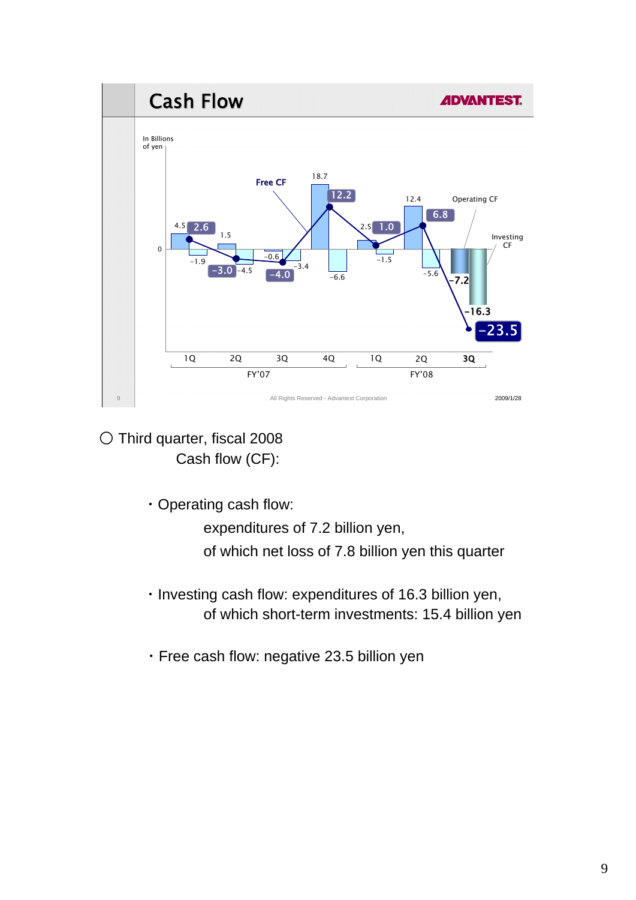## Cash Flow

ADVANTEST

In Billions of yen

| | FY'07 1Q | FY'07 2Q | FY'07 3Q | FY'07 4Q | FY'08 1Q | FY'08 2Q | FY'08 3Q |
|---|---|---|---|---|---|---|---|
| Operating CF | 4.5 | 1.5 | -0.6 | 18.7 | 2.5 | 12.4 | -7.2 |
| Investing CF | -1.9 | -4.5 | -3.4 | -6.6 | -1.5 | -5.6 | -16.3 |
| Free CF | 2.6 | -3.0 | -4.0 | 12.2 | 1.0 | 6.8 | -23.5 |

All Rights Reserved - Advantest Corporation

2009/1/28

○ Third quarter, fiscal 2008
  Cash flow (CF):

- Operating cash flow:
  expenditures of 7.2 billion yen,
  of which net loss of 7.8 billion yen this quarter

- Investing cash flow: expenditures of 16.3 billion yen,
  of which short-term investments: 15.4 billion yen

- Free cash flow: negative 23.5 billion yen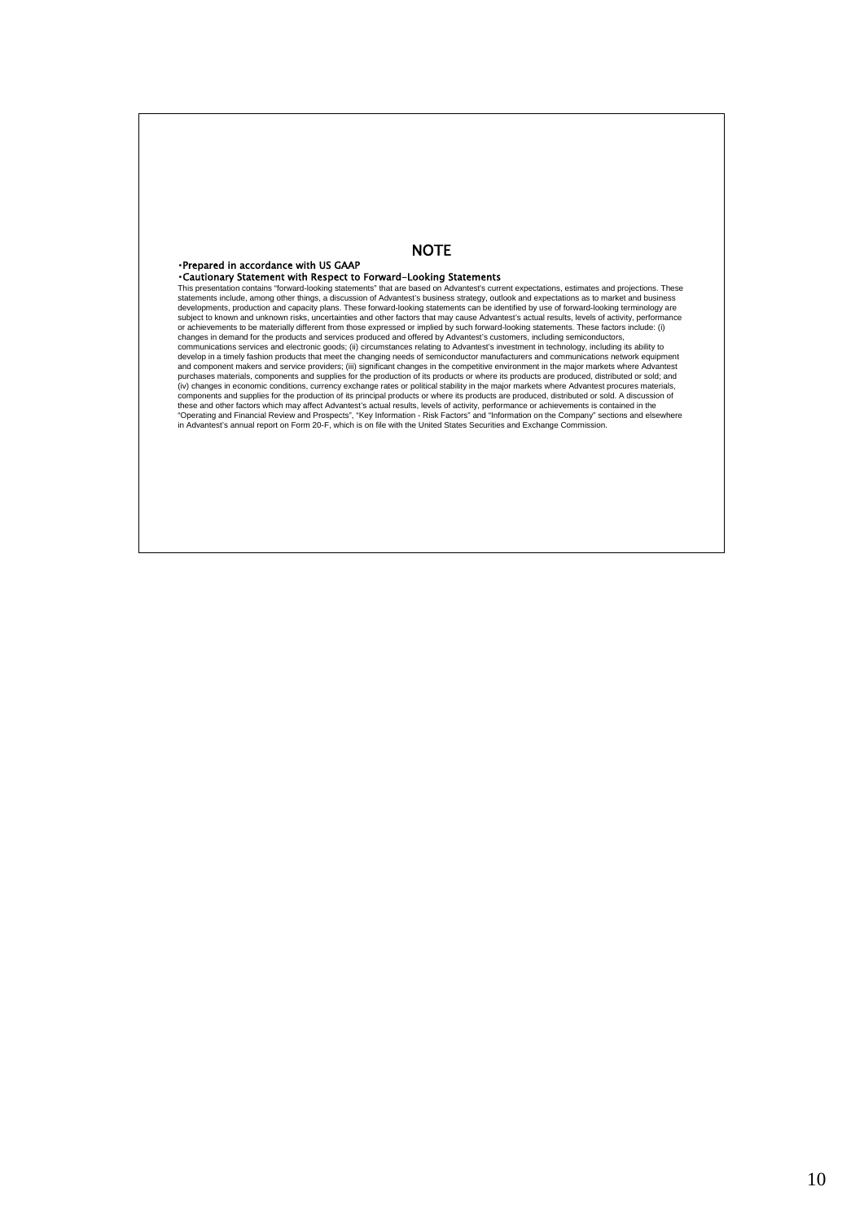# NOTE

**・Prepared in accordance with US GAAP**

**・Cautionary Statement with Respect to Forward-Looking Statements**

This presentation contains "forward-looking statements" that are based on Advantest's current expectations, estimates and projections. These statements include, among other things, a discussion of Advantest's business strategy, outlook and expectations as to market and business developments, production and capacity plans. These forward-looking statements can be identified by use of forward-looking terminology are subject to known and unknown risks, uncertainties and other factors that may cause Advantest's actual results, levels of activity, performance or achievements to be materially different from those expressed or implied by such forward-looking statements. These factors include: (i) changes in demand for the products and services produced and offered by Advantest's customers, including semiconductors, communications services and electronic goods; (ii) circumstances relating to Advantest's investment in technology, including its ability to develop in a timely fashion products that meet the changing needs of semiconductor manufacturers and communications network equipment and component makers and service providers; (iii) significant changes in the competitive environment in the major markets where Advantest purchases materials, components and supplies for the production of its products or where its products are produced, distributed or sold; and (iv) changes in economic conditions, currency exchange rates or political stability in the major markets where Advantest procures materials, components and supplies for the production of its principal products or where its products are produced, distributed or sold. A discussion of these and other factors which may affect Advantest's actual results, levels of activity, performance or achievements is contained in the "Operating and Financial Review and Prospects", "Key Information - Risk Factors" and "Information on the Company" sections and elsewhere in Advantest's annual report on Form 20-F, which is on file with the United States Securities and Exchange Commission.